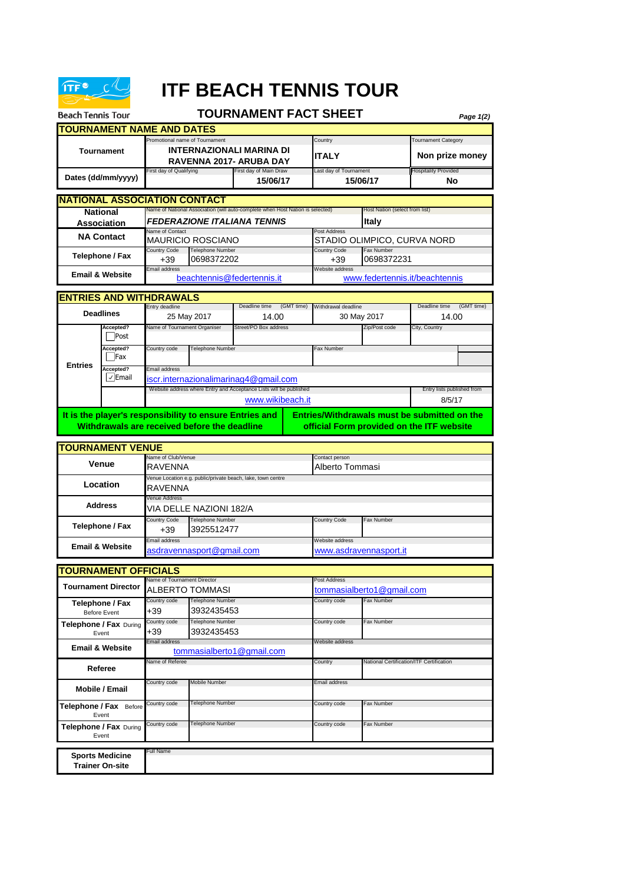# ITF BEACH TENNIS TOUR

Beach Tennis Tour

## TOURNAMENT FACT SHEET

### TOURNAMENT NAME AND DATES

| | | | | |
|---|---|---|---|---|
| **Tournament** | Promotional name of Tournament: **INTERNAZIONALI MARINA DI RAVENNA 2017- ARUBA DAY** | | Country: **ITALY** | Tournament Category: **Non prize money** |
| **Dates (dd/mm/yyyy)** | First day of Qualifying: | First day of Main Draw: **15/06/17** | Last day of Tournament: **15/06/17** | Hospitality Provided: **No** |

### NATIONAL ASSOCIATION CONTACT

| | | | | |
|---|---|---|---|---|
| **National Association** | Name of National Association (will auto-complete when Host Nation is selected): ***FEDERAZIONE ITALIANA TENNIS*** | | Host Nation (select from list): **Italy** | |
| **NA Contact** | Name of Contact: MAURICIO ROSCIANO | | Post Address: STADIO OLIMPICO, CURVA NORD | |
| **Telephone / Fax** | Country Code: +39 | Telephone Number: 0698372202 | Country Code: +39 | Fax Number: 0698372231 |
| **Email & Website** | Email address: beachtennis@federtennis.it | | Website address: www.federtennis.it/beachtennis | |

### ENTRIES AND WITHDRAWALS

| | | | | | |
|---|---|---|---|---|---|
| **Deadlines** | | Entry deadline: 25 May 2017 | Deadline time (GMT time): 14.00 | Withdrawal deadline: 30 May 2017 | Deadline time (GMT time): 14.00 |
| **Entries** | Accepted? ☐ Post | Name of Tournament Organiser: | Street/PO Box address: | Zip/Post code: | City, Country: |
| | Accepted? ☐ Fax | Country code: | Telephone Number: | Fax Number: | |
| | Accepted? ☑ Email | Email address: iscr.internazionalimarinag4@gmail.com | | | |
| | | Website address where Entry and Acceptance Lists will be published: www.wikibeach.it | | | Entry lists published from: 8/5/17 |

**It is the player's responsibility to ensure Entries and Withdrawals are received before the deadline**

**Entries/Withdrawals must be submitted on the official Form provided on the ITF website**

### TOURNAMENT VENUE

| | | | | |
|---|---|---|---|---|
| **Venue** | Name of Club/Venue: RAVENNA | | Contact person: Alberto Tommasi | |
| **Location** | Venue Location e.g. public/private beach, lake, town centre: RAVENNA | | | |
| **Address** | Venue Address: VIA DELLE NAZIONI 182/A | | | |
| **Telephone / Fax** | Country Code: +39 | Telephone Number: 3925512477 | Country Code: | Fax Number: |
| **Email & Website** | Email address: asdravennasport@gmail.com | | Website address: www.asdravennasport.it | |

### TOURNAMENT OFFICIALS

| | | | | |
|---|---|---|---|---|
| **Tournament Director** | Name of Tournament Director: ALBERTO TOMMASI | | Post Address: tommasialberto1@gmail.com | |
| **Telephone / Fax** Before Event | Country code: +39 | Telephone Number: 3932435453 | Country code: | Fax Number: |
| **Telephone / Fax** During Event | Country code: +39 | Telephone Number: 3932435453 | Country code: | Fax Number: |
| **Email & Website** | Email address: tommasialberto1@gmail.com | | Website address: | |
| **Referee** | Name of Referee: | | Country: | National Certification/ITF Certification: |
| **Mobile / Email** | Country code: | Mobile Number: | Email address: | |
| **Telephone / Fax** Before Event | Country code: | Telephone Number: | Country code: | Fax Number: |
| **Telephone / Fax** During Event | Country code: | Telephone Number: | Country code: | Fax Number: |

| | |
|---|---|
| **Sports Medicine Trainer On-site** | Full Name: |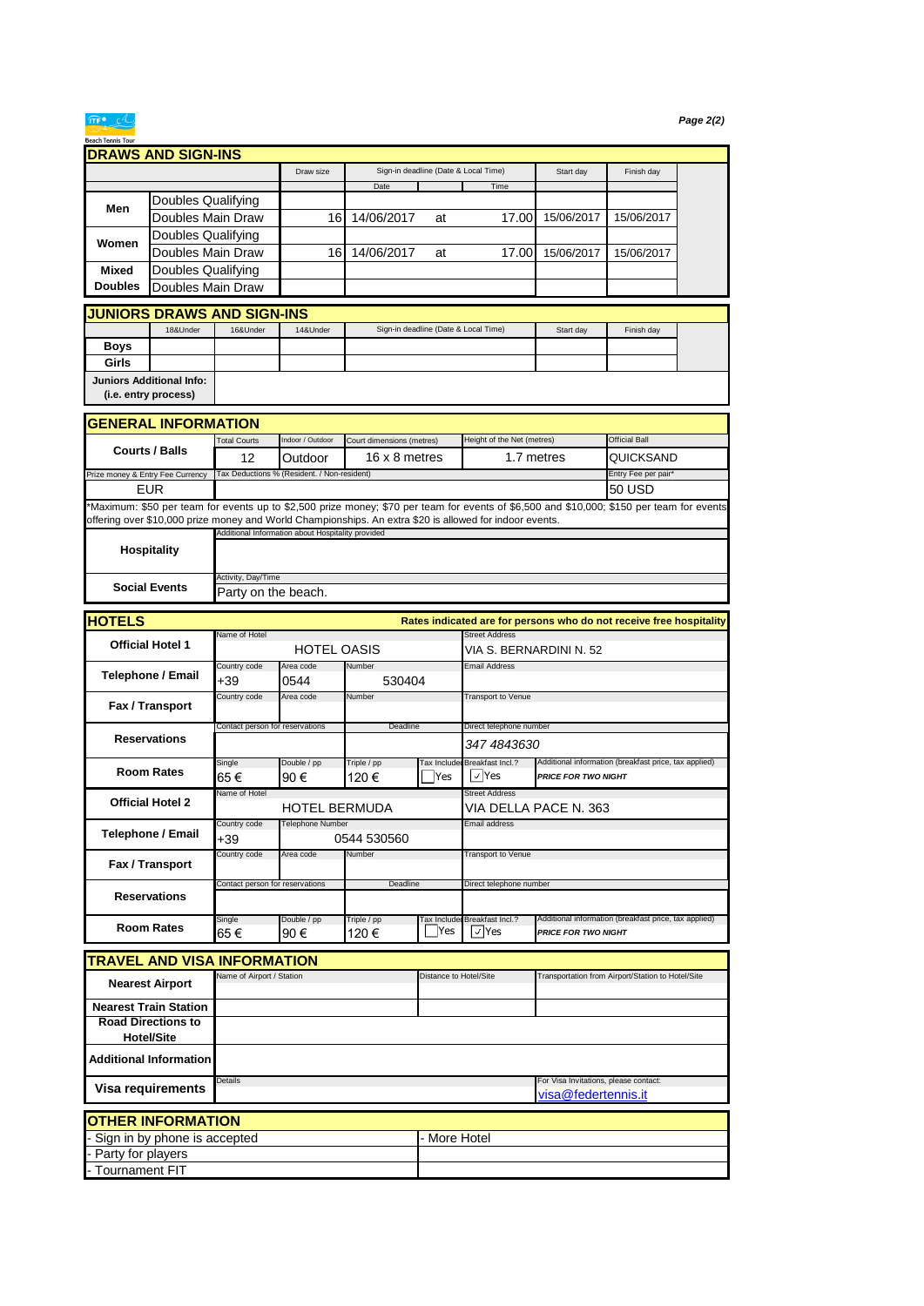## DRAWS AND SIGN-INS

| | | Draw size | Sign-in deadline (Date & Local Time) Date | | Time | Start day | Finish day |
|---|---|---|---|---|---|---|---|
| Men | Doubles Qualifying | | | | | | |
| | Doubles Main Draw | 16 | 14/06/2017 | at | 17.00 | 15/06/2017 | 15/06/2017 |
| Women | Doubles Qualifying | | | | | | |
| | Doubles Main Draw | 16 | 14/06/2017 | at | 17.00 | 15/06/2017 | 15/06/2017 |
| Mixed Doubles | Doubles Qualifying | | | | | | |
| | Doubles Main Draw | | | | | | |

## JUNIORS DRAWS AND SIGN-INS

| | 18&Under | 16&Under | 14&Under | Sign-in deadline (Date & Local Time) | Start day | Finish day |
|---|---|---|---|---|---|---|
| Boys | | | | | | |
| Girls | | | | | | |
| Juniors Additional Info: (i.e. entry process) | | | | | | |

## GENERAL INFORMATION

| | Total Courts | Indoor / Outdoor | Court dimensions (metres) | Height of the Net (metres) | Official Ball |
|---|---|---|---|---|---|
| Courts / Balls | 12 | Outdoor | 16 x 8 metres | 1.7 metres | QUICKSAND |

| Prize money & Entry Fee Currency | Tax Deductions % (Resident. / Non-resident) | Entry Fee per pair* |
|---|---|---|
| EUR | | 50 USD |

*Maximum: $50 per team for events up to $2,500 prize money; $70 per team for events of $6,500 and $10,000; $150 per team for events offering over $10,000 prize money and World Championships. An extra $20 is allowed for indoor events.

| | |
|---|---|
| Hospitality | Additional Information about Hospitality provided: |
| Social Events | Activity, Day/Time: Party on the beach. |

## HOTELS

**Rates indicated are for persons who do not receive free hospitality**

| | | | | | | |
|---|---|---|---|---|---|---|
| Official Hotel 1 | Name of Hotel: HOTEL OASIS | | | | Street Address: VIA S. BERNARDINI N. 52 | |
| Telephone / Email | Country code: +39 | Area code: 0544 | Number: 530404 | | Email Address: | |
| Fax / Transport | Country code: | Area code: | Number: | | Transport to Venue: | |
| Reservations | Contact person for reservations: | | Deadline: | | Direct telephone number: 347 4843630 | |
| Room Rates | Single: 65 € | Double / pp: 90 € | Triple / pp: 120 € | Tax Included: ☐ Yes | Breakfast Incl.? ☑ Yes | Additional information (breakfast price, tax applied): ***PRICE FOR TWO NIGHT*** |
| Official Hotel 2 | Name of Hotel: HOTEL BERMUDA | | | | Street Address: VIA DELLA PACE N. 363 | |
| Telephone / Email | Country code: +39 | Telephone Number: 0544 530560 | | | Email address: | |
| Fax / Transport | Country code: | Area code: | Number: | | Transport to Venue: | |
| Reservations | Contact person for reservations: | | Deadline: | | Direct telephone number: | |
| Room Rates | Single: 65 € | Double / pp: 90 € | Triple / pp: 120 € | Tax Included: ☐ Yes | Breakfast Incl.? ☑ Yes | Additional information (breakfast price, tax applied): ***PRICE FOR TWO NIGHT*** |

## TRAVEL AND VISA INFORMATION

| | Name of Airport / Station | Distance to Hotel/Site | Transportation from Airport/Station to Hotel/Site |
|---|---|---|---|
| Nearest Airport | | | |
| Nearest Train Station | | | |
| Road Directions to Hotel/Site | | | |
| Additional Information | | | |
| Visa requirements | Details: | | For Visa Invitations, please contact: visa@federtennis.it |

## OTHER INFORMATION

| | |
|---|---|
| - Sign in by phone is accepted | - More Hotel |
| - Party for players | |
| - Tournament FIT | |